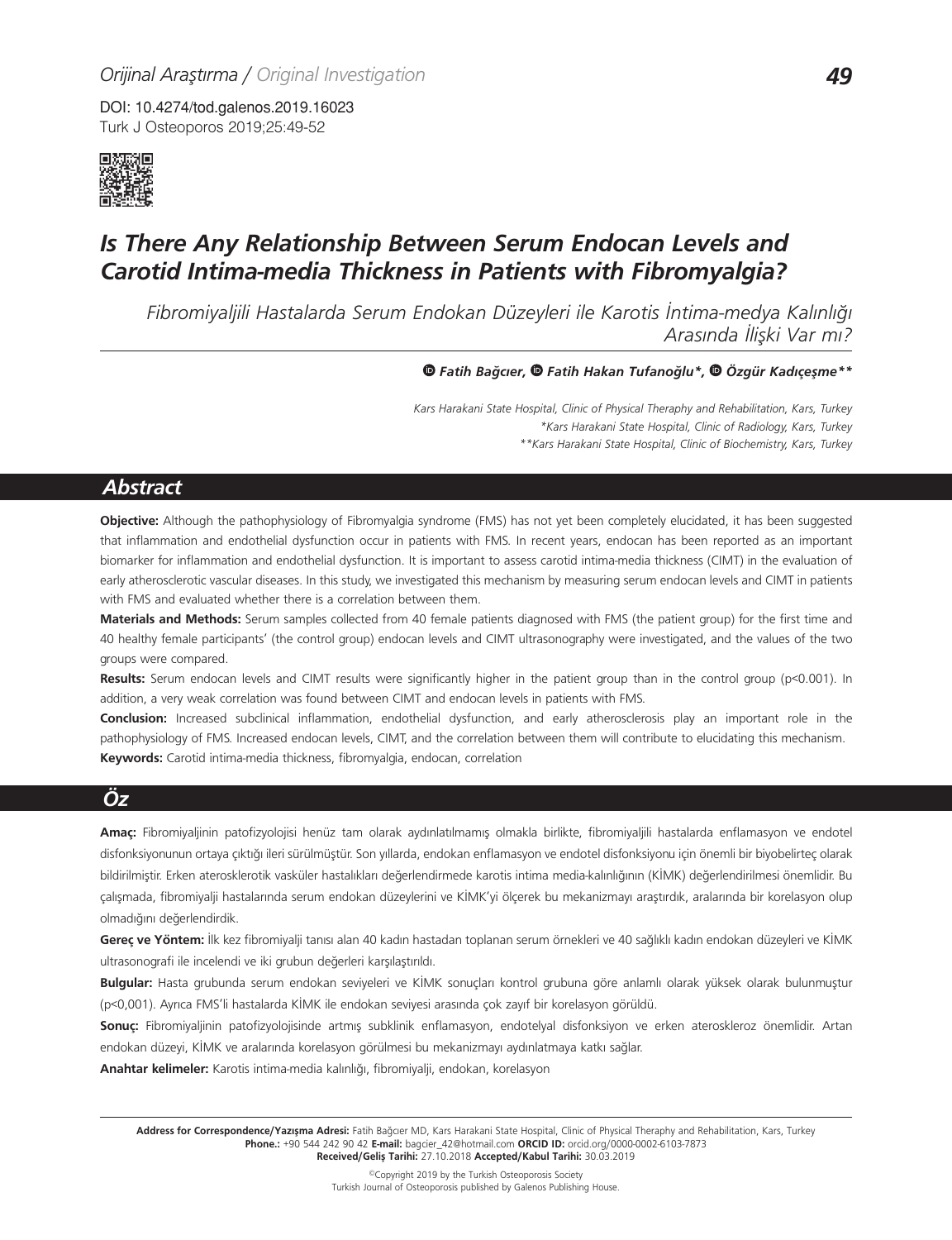Orijinal Araştırma / Original Investigation

DOI: 10.4274/tod.galenos.2019.16023
Turk J Osteoporos 2019;25:49-52

# Is There Any Relationship Between Serum Endocan Levels and Carotid Intima-media Thickness in Patients with Fibromyalgia?

## Fibromiyaljili Hastalarda Serum Endokan Düzeyleri ile Karotis İntima-medya Kalınlığı Arasında İlişki Var mı?

**Fatih Bağcıer, Fatih Hakan Tufanoğlu\*, Özgür Kadıçeşme\*\***

*Kars Harakani State Hospital, Clinic of Physical Theraphy and Rehabilitation, Kars, Turkey*
*\*Kars Harakani State Hospital, Clinic of Radiology, Kars, Turkey*
*\*\*Kars Harakani State Hospital, Clinic of Biochemistry, Kars, Turkey*

## Abstract

**Objective:** Although the pathophysiology of Fibromyalgia syndrome (FMS) has not yet been completely elucidated, it has been suggested that inflammation and endothelial dysfunction occur in patients with FMS. In recent years, endocan has been reported as an important biomarker for inflammation and endothelial dysfunction. It is important to assess carotid intima-media thickness (CIMT) in the evaluation of early atherosclerotic vascular diseases. In this study, we investigated this mechanism by measuring serum endocan levels and CIMT in patients with FMS and evaluated whether there is a correlation between them.

**Materials and Methods:** Serum samples collected from 40 female patients diagnosed with FMS (the patient group) for the first time and 40 healthy female participants' (the control group) endocan levels and CIMT ultrasonography were investigated, and the values of the two groups were compared.

**Results:** Serum endocan levels and CIMT results were significantly higher in the patient group than in the control group ($p<0.001$). In addition, a very weak correlation was found between CIMT and endocan levels in patients with FMS.

**Conclusion:** Increased subclinical inflammation, endothelial dysfunction, and early atherosclerosis play an important role in the pathophysiology of FMS. Increased endocan levels, CIMT, and the correlation between them will contribute to elucidating this mechanism.

**Keywords:** Carotid intima-media thickness, fibromyalgia, endocan, correlation

## Öz

**Amaç:** Fibromiyaljinin patofizyolojisi henüz tam olarak aydınlatılmamış olmakla birlikte, fibromiyaljili hastalarda enflamasyon ve endotel disfonksiyonunun ortaya çıktığı ileri sürülmüştür. Son yıllarda, endokan enflamasyon ve endotel disfonksiyonu için önemli bir biyobelirteç olarak bildirilmiştir. Erken aterosklerotik vasküler hastalıkları değerlendirmede karotis intima media-kalınlığının (KİMK) değerlendirilmesi önemlidir. Bu çalışmada, fibromiyalji hastalarında serum endokan düzeylerini ve KİMK'yi ölçerek bu mekanizmayı araştırdık, aralarında bir korelasyon olup olmadığını değerlendirdik.

**Gereç ve Yöntem:** İlk kez fibromiyalji tanısı alan 40 kadın hastadan toplanan serum örnekleri ve 40 sağlıklı kadın endokan düzeyleri ve KİMK ultrasonografi ile incelendi ve iki grubun değerleri karşılaştırıldı.

**Bulgular:** Hasta grubunda serum endokan seviyeleri ve KİMK sonuçları kontrol grubuna göre anlamlı olarak yüksek olarak bulunmuştur ($p<0,001$). Ayrıca FMS'li hastalarda KİMK ile endokan seviyesi arasında çok zayıf bir korelasyon görüldü.

**Sonuç:** Fibromiyaljinin patofizyolojisinde artmış subklinik enflamasyon, endotelyal disfonksiyon ve erken ateroskleroz önemlidir. Artan endokan düzeyi, KİMK ve aralarında korelasyon görülmesi bu mekanizmayı aydınlatmaya katkı sağlar.

**Anahtar kelimeler:** Karotis intima-media kalınlığı, fibromiyalji, endokan, korelasyon

**Address for Correspondence/Yazışma Adresi:** Fatih Bağcıer MD, Kars Harakani State Hospital, Clinic of Physical Theraphy and Rehabilitation, Kars, Turkey
**Phone.:** +90 544 242 90 42 **E-mail:** bagcier_42@hotmail.com **ORCID ID:** orcid.org/0000-0002-6103-7873
**Received/Geliş Tarihi:** 27.10.2018 **Accepted/Kabul Tarihi:** 30.03.2019

©Copyright 2019 by the Turkish Osteoporosis Society
Turkish Journal of Osteoporosis published by Galenos Publishing House.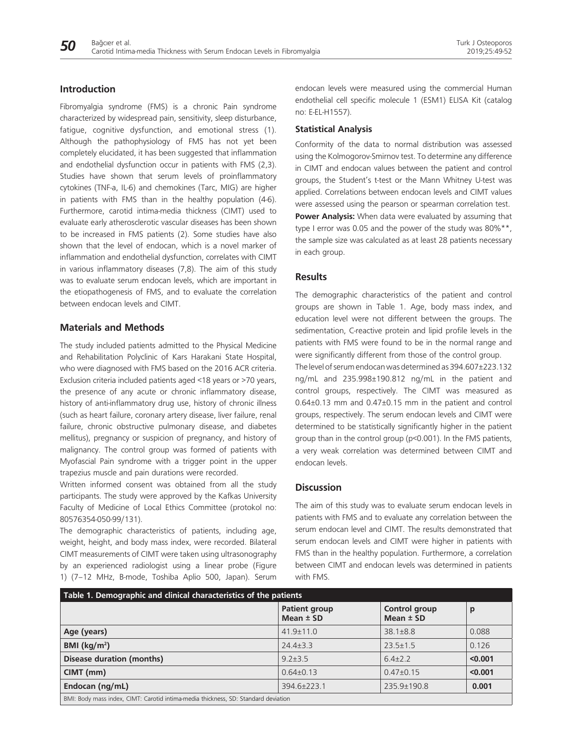## Introduction

Fibromyalgia syndrome (FMS) is a chronic Pain syndrome characterized by widespread pain, sensitivity, sleep disturbance, fatigue, cognitive dysfunction, and emotional stress (1). Although the pathophysiology of FMS has not yet been completely elucidated, it has been suggested that inflammation and endothelial dysfunction occur in patients with FMS (2,3). Studies have shown that serum levels of proinflammatory cytokines (TNF-a, IL-6) and chemokines (Tarc, MIG) are higher in patients with FMS than in the healthy population (4-6). Furthermore, carotid intima-media thickness (CIMT) used to evaluate early atherosclerotic vascular diseases has been shown to be increased in FMS patients (2). Some studies have also shown that the level of endocan, which is a novel marker of inflammation and endothelial dysfunction, correlates with CIMT in various inflammatory diseases (7,8). The aim of this study was to evaluate serum endocan levels, which are important in the etiopathogenesis of FMS, and to evaluate the correlation between endocan levels and CIMT.

## Materials and Methods

The study included patients admitted to the Physical Medicine and Rehabilitation Polyclinic of Kars Harakani State Hospital, who were diagnosed with FMS based on the 2016 ACR criteria. Exclusion criteria included patients aged <18 years or >70 years, the presence of any acute or chronic inflammatory disease, history of anti-inflammatory drug use, history of chronic illness (such as heart failure, coronary artery disease, liver failure, renal failure, chronic obstructive pulmonary disease, and diabetes mellitus), pregnancy or suspicion of pregnancy, and history of malignancy. The control group was formed of patients with Myofascial Pain syndrome with a trigger point in the upper trapezius muscle and pain durations were recorded.

Written informed consent was obtained from all the study participants. The study were approved by the Kafkas University Faculty of Medicine of Local Ethics Committee (protokol no: 80576354-050-99/131).

The demographic characteristics of patients, including age, weight, height, and body mass index, were recorded. Bilateral CIMT measurements of CIMT were taken using ultrasonography by an experienced radiologist using a linear probe (Figure 1) (7–12 MHz, B-mode, Toshiba Aplio 500, Japan). Serum endocan levels were measured using the commercial Human endothelial cell specific molecule 1 (ESM1) ELISA Kit (catalog no: E-EL-H1557).

### Statistical Analysis

Conformity of the data to normal distribution was assessed using the Kolmogorov-Smirnov test. To determine any difference in CIMT and endocan values between the patient and control groups, the Student's t-test or the Mann Whitney U-test was applied. Correlations between endocan levels and CIMT values were assessed using the pearson or spearman correlation test.

**Power Analysis:** When data were evaluated by assuming that type I error was 0.05 and the power of the study was 80%**, the sample size was calculated as at least 28 patients necessary in each group.

## Results

The demographic characteristics of the patient and control groups are shown in Table 1. Age, body mass index, and education level were not different between the groups. The sedimentation, C-reactive protein and lipid profile levels in the patients with FMS were found to be in the normal range and were significantly different from those of the control group.

The level of serum endocan was determined as 394.607±223.132 ng/mL and 235.998±190.812 ng/mL in the patient and control groups, respectively. The CIMT was measured as 0.64±0.13 mm and 0.47±0.15 mm in the patient and control groups, respectively. The serum endocan levels and CIMT were determined to be statistically significantly higher in the patient group than in the control group ($p<0.001$). In the FMS patients, a very weak correlation was determined between CIMT and endocan levels.

## Discussion

The aim of this study was to evaluate serum endocan levels in patients with FMS and to evaluate any correlation between the serum endocan level and CIMT. The results demonstrated that serum endocan levels and CIMT were higher in patients with FMS than in the healthy population. Furthermore, a correlation between CIMT and endocan levels was determined in patients with FMS.

**Table 1. Demographic and clinical characteristics of the patients**

| | Patient group Mean ± SD | Control group Mean ± SD | p |
|---|---|---|---|
| **Age (years)** | 41.9±11.0 | 38.1±8.8 | 0.088 |
| **BMI (kg/m$^2$)** | 24.4±3.3 | 23.5±1.5 | 0.126 |
| **Disease duration (months)** | 9.2±3.5 | 6.4±2.2 | **<0.001** |
| **CIMT (mm)** | 0.64±0.13 | 0.47±0.15 | **<0.001** |
| **Endocan (ng/mL)** | 394.6±223.1 | 235.9±190.8 | **0.001** |

BMI: Body mass index, CIMT: Carotid intima-media thickness, SD: Standard deviation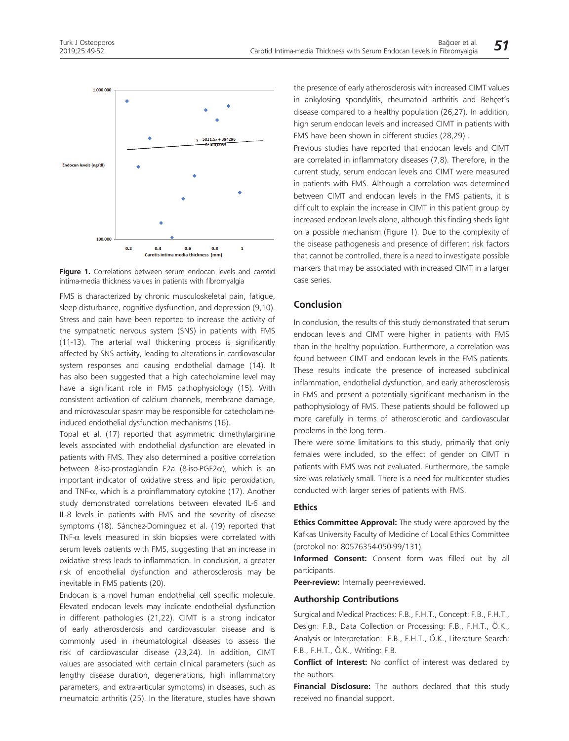Figure 1. Correlations between serum endocan levels and carotid intima-media thickness values in patients with fibromyalgia

FMS is characterized by chronic musculoskeletal pain, fatigue, sleep disturbance, cognitive dysfunction, and depression (9,10). Stress and pain have been reported to increase the activity of the sympathetic nervous system (SNS) in patients with FMS (11-13). The arterial wall thickening process is significantly affected by SNS activity, leading to alterations in cardiovascular system responses and causing endothelial damage (14). It has also been suggested that a high catecholamine level may have a significant role in FMS pathophysiology (15). With consistent activation of calcium channels, membrane damage, and microvascular spasm may be responsible for catecholamine-induced endothelial dysfunction mechanisms (16).

Topal et al. (17) reported that asymmetric dimethylarginine levels associated with endothelial dysfunction are elevated in patients with FMS. They also determined a positive correlation between 8-iso-prostaglandin F2a (8-iso-PGF2α), which is an important indicator of oxidative stress and lipid peroxidation, and TNF-α, which is a proinflammatory cytokine (17). Another study demonstrated correlations between elevated IL-6 and IL-8 levels in patients with FMS and the severity of disease symptoms (18). Sánchez-Dominguez et al. (19) reported that TNF-α levels measured in skin biopsies were correlated with serum levels patients with FMS, suggesting that an increase in oxidative stress leads to inflammation. In conclusion, a greater risk of endothelial dysfunction and atherosclerosis may be inevitable in FMS patients (20).

Endocan is a novel human endothelial cell specific molecule. Elevated endocan levels may indicate endothelial dysfunction in different pathologies (21,22). CIMT is a strong indicator of early atherosclerosis and cardiovascular disease and is commonly used in rheumatological diseases to assess the risk of cardiovascular disease (23,24). In addition, CIMT values are associated with certain clinical parameters (such as lengthy disease duration, degenerations, high inflammatory parameters, and extra-articular symptoms) in diseases, such as rheumatoid arthritis (25). In the literature, studies have shown the presence of early atherosclerosis with increased CIMT values in ankylosing spondylitis, rheumatoid arthritis and Behçet's disease compared to a healthy population (26,27). In addition, high serum endocan levels and increased CIMT in patients with FMS have been shown in different studies (28,29) .

Previous studies have reported that endocan levels and CIMT are correlated in inflammatory diseases (7,8). Therefore, in the current study, serum endocan levels and CIMT were measured in patients with FMS. Although a correlation was determined between CIMT and endocan levels in the FMS patients, it is difficult to explain the increase in CIMT in this patient group by increased endocan levels alone, although this finding sheds light on a possible mechanism (Figure 1). Due to the complexity of the disease pathogenesis and presence of different risk factors that cannot be controlled, there is a need to investigate possible markers that may be associated with increased CIMT in a larger case series.

## Conclusion

In conclusion, the results of this study demonstrated that serum endocan levels and CIMT were higher in patients with FMS than in the healthy population. Furthermore, a correlation was found between CIMT and endocan levels in the FMS patients. These results indicate the presence of increased subclinical inflammation, endothelial dysfunction, and early atherosclerosis in FMS and present a potentially significant mechanism in the pathophysiology of FMS. These patients should be followed up more carefully in terms of atherosclerotic and cardiovascular problems in the long term.

There were some limitations to this study, primarily that only females were included, so the effect of gender on CIMT in patients with FMS was not evaluated. Furthermore, the sample size was relatively small. There is a need for multicenter studies conducted with larger series of patients with FMS.

### Ethics

**Ethics Committee Approval:** The study were approved by the Kafkas University Faculty of Medicine of Local Ethics Committee (protokol no: 80576354-050-99/131).

**Informed Consent:** Consent form was filled out by all participants.

**Peer-review:** Internally peer-reviewed.

### Authorship Contributions

Surgical and Medical Practices: F.B., F.H.T., Concept: F.B., F.H.T., Design: F.B., F.H.T., Data Collection or Processing: F.B., F.H.T., Ö.K., Analysis or Interpretation: F.B., F.H.T., Ö.K., Literature Search: F.B., F.H.T., Ö.K., Writing: F.B.

**Conflict of Interest:** No conflict of interest was declared by the authors.

**Financial Disclosure:** The authors declared that this study received no financial support.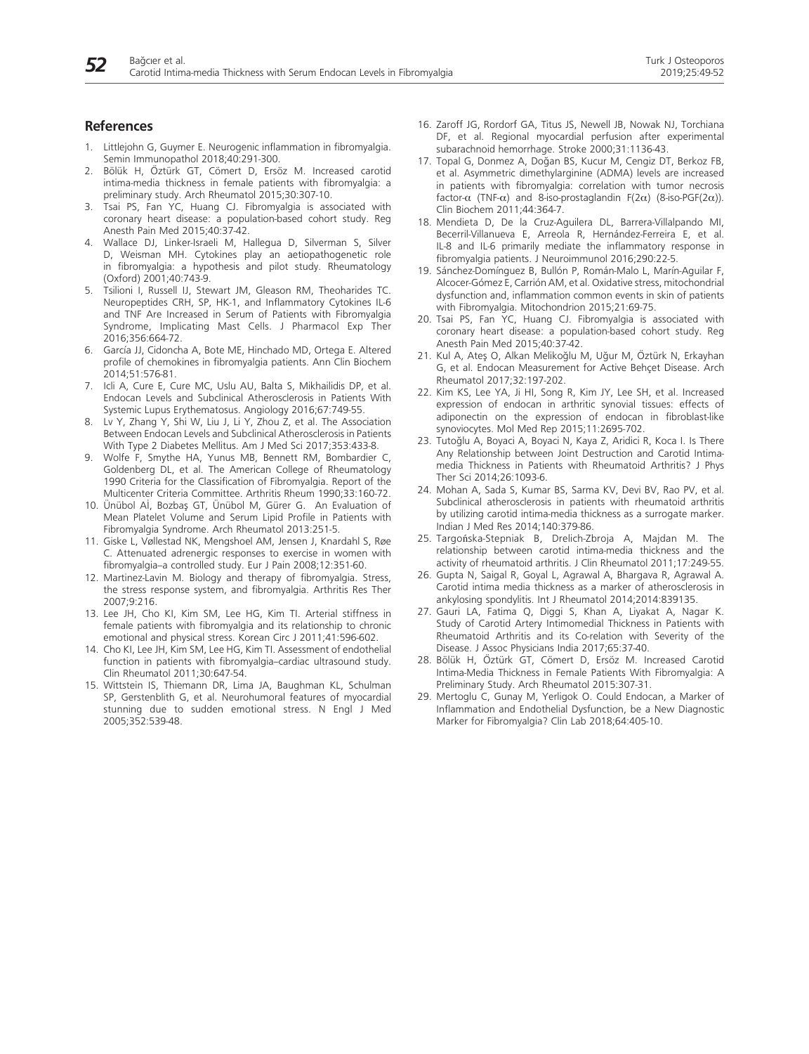## References

1. Littlejohn G, Guymer E. Neurogenic inflammation in fibromyalgia. Semin Immunopathol 2018;40:291-300.
2. Bölük H, Öztürk GT, Cömert D, Ersöz M. Increased carotid intima-media thickness in female patients with fibromyalgia: a preliminary study. Arch Rheumatol 2015;30:307-10.
3. Tsai PS, Fan YC, Huang CJ. Fibromyalgia is associated with coronary heart disease: a population-based cohort study. Reg Anesth Pain Med 2015;40:37-42.
4. Wallace DJ, Linker-Israeli M, Hallegua D, Silverman S, Silver D, Weisman MH. Cytokines play an aetiopathogenetic role in fibromyalgia: a hypothesis and pilot study. Rheumatology (Oxford) 2001;40:743-9.
5. Tsilioni I, Russell IJ, Stewart JM, Gleason RM, Theoharides TC. Neuropeptides CRH, SP, HK-1, and Inflammatory Cytokines IL-6 and TNF Are Increased in Serum of Patients with Fibromyalgia Syndrome, Implicating Mast Cells. J Pharmacol Exp Ther 2016;356:664-72.
6. García JJ, Cidoncha A, Bote ME, Hinchado MD, Ortega E. Altered profile of chemokines in fibromyalgia patients. Ann Clin Biochem 2014;51:576-81.
7. Icli A, Cure E, Cure MC, Uslu AU, Balta S, Mikhailidis DP, et al. Endocan Levels and Subclinical Atherosclerosis in Patients With Systemic Lupus Erythematosus. Angiology 2016;67:749-55.
8. Lv Y, Zhang Y, Shi W, Liu J, Li Y, Zhou Z, et al. The Association Between Endocan Levels and Subclinical Atherosclerosis in Patients With Type 2 Diabetes Mellitus. Am J Med Sci 2017;353:433-8.
9. Wolfe F, Smythe HA, Yunus MB, Bennett RM, Bombardier C, Goldenberg DL, et al. The American College of Rheumatology 1990 Criteria for the Classification of Fibromyalgia. Report of the Multicenter Criteria Committee. Arthritis Rheum 1990;33:160-72.
10. Ünübol Aİ, Bozbaş GT, Ünübol M, Gürer G. An Evaluation of Mean Platelet Volume and Serum Lipid Profile in Patients with Fibromyalgia Syndrome. Arch Rheumatol 2013:251-5.
11. Giske L, Vøllestad NK, Mengshoel AM, Jensen J, Knardahl S, Røe C. Attenuated adrenergic responses to exercise in women with fibromyalgia–a controlled study. Eur J Pain 2008;12:351-60.
12. Martinez-Lavin M. Biology and therapy of fibromyalgia. Stress, the stress response system, and fibromyalgia. Arthritis Res Ther 2007;9:216.
13. Lee JH, Cho KI, Kim SM, Lee HG, Kim TI. Arterial stiffness in female patients with fibromyalgia and its relationship to chronic emotional and physical stress. Korean Circ J 2011;41:596-602.
14. Cho KI, Lee JH, Kim SM, Lee HG, Kim TI. Assessment of endothelial function in patients with fibromyalgia–cardiac ultrasound study. Clin Rheumatol 2011;30:647-54.
15. Wittstein IS, Thiemann DR, Lima JA, Baughman KL, Schulman SP, Gerstenblith G, et al. Neurohumoral features of myocardial stunning due to sudden emotional stress. N Engl J Med 2005;352:539-48.
16. Zaroff JG, Rordorf GA, Titus JS, Newell JB, Nowak NJ, Torchiana DF, et al. Regional myocardial perfusion after experimental subarachnoid hemorrhage. Stroke 2000;31:1136-43.
17. Topal G, Donmez A, Doğan BS, Kucur M, Cengiz DT, Berkoz FB, et al. Asymmetric dimethylarginine (ADMA) levels are increased in patients with fibromyalgia: correlation with tumor necrosis factor-$\alpha$ (TNF-$\alpha$) and 8-iso-prostaglandin F(2$\alpha$) (8-iso-PGF(2$\alpha$)). Clin Biochem 2011;44:364-7.
18. Mendieta D, De la Cruz-Aguilera DL, Barrera-Villalpando MI, Becerril-Villanueva E, Arreola R, Hernández-Ferreira E, et al. IL-8 and IL-6 primarily mediate the inflammatory response in fibromyalgia patients. J Neuroimmunol 2016;290:22-5.
19. Sánchez-Domínguez B, Bullón P, Román-Malo L, Marín-Aguilar F, Alcocer-Gómez E, Carrión AM, et al. Oxidative stress, mitochondrial dysfunction and, inflammation common events in skin of patients with Fibromyalgia. Mitochondrion 2015;21:69-75.
20. Tsai PS, Fan YC, Huang CJ. Fibromyalgia is associated with coronary heart disease: a population-based cohort study. Reg Anesth Pain Med 2015;40:37-42.
21. Kul A, Ateş O, Alkan Melikoğlu M, Uğur M, Öztürk N, Erkayhan G, et al. Endocan Measurement for Active Behçet Disease. Arch Rheumatol 2017;32:197-202.
22. Kim KS, Lee YA, Ji HI, Song R, Kim JY, Lee SH, et al. Increased expression of endocan in arthritic synovial tissues: effects of adiponectin on the expression of endocan in fibroblast-like synoviocytes. Mol Med Rep 2015;11:2695-702.
23. Tutoğlu A, Boyaci A, Boyaci N, Kaya Z, Aridici R, Koca I. Is There Any Relationship between Joint Destruction and Carotid Intima-media Thickness in Patients with Rheumatoid Arthritis? J Phys Ther Sci 2014;26:1093-6.
24. Mohan A, Sada S, Kumar BS, Sarma KV, Devi BV, Rao PV, et al. Subclinical atherosclerosis in patients with rheumatoid arthritis by utilizing carotid intima-media thickness as a surrogate marker. Indian J Med Res 2014;140:379-86.
25. Targońska-Stepniak B, Drelich-Zbroja A, Majdan M. The relationship between carotid intima-media thickness and the activity of rheumatoid arthritis. J Clin Rheumatol 2011;17:249-55.
26. Gupta N, Saigal R, Goyal L, Agrawal A, Bhargava R, Agrawal A. Carotid intima media thickness as a marker of atherosclerosis in ankylosing spondylitis. Int J Rheumatol 2014;2014:839135.
27. Gauri LA, Fatima Q, Diggi S, Khan A, Liyakat A, Nagar K. Study of Carotid Artery Intimomedial Thickness in Patients with Rheumatoid Arthritis and its Co-relation with Severity of the Disease. J Assoc Physicians India 2017;65:37-40.
28. Bölük H, Öztürk GT, Cömert D, Ersöz M. Increased Carotid Intima-Media Thickness in Female Patients With Fibromyalgia: A Preliminary Study. Arch Rheumatol 2015:307-31.
29. Mertoglu C, Gunay M, Yerligok O. Could Endocan, a Marker of Inflammation and Endothelial Dysfunction, be a New Diagnostic Marker for Fibromyalgia? Clin Lab 2018;64:405-10.